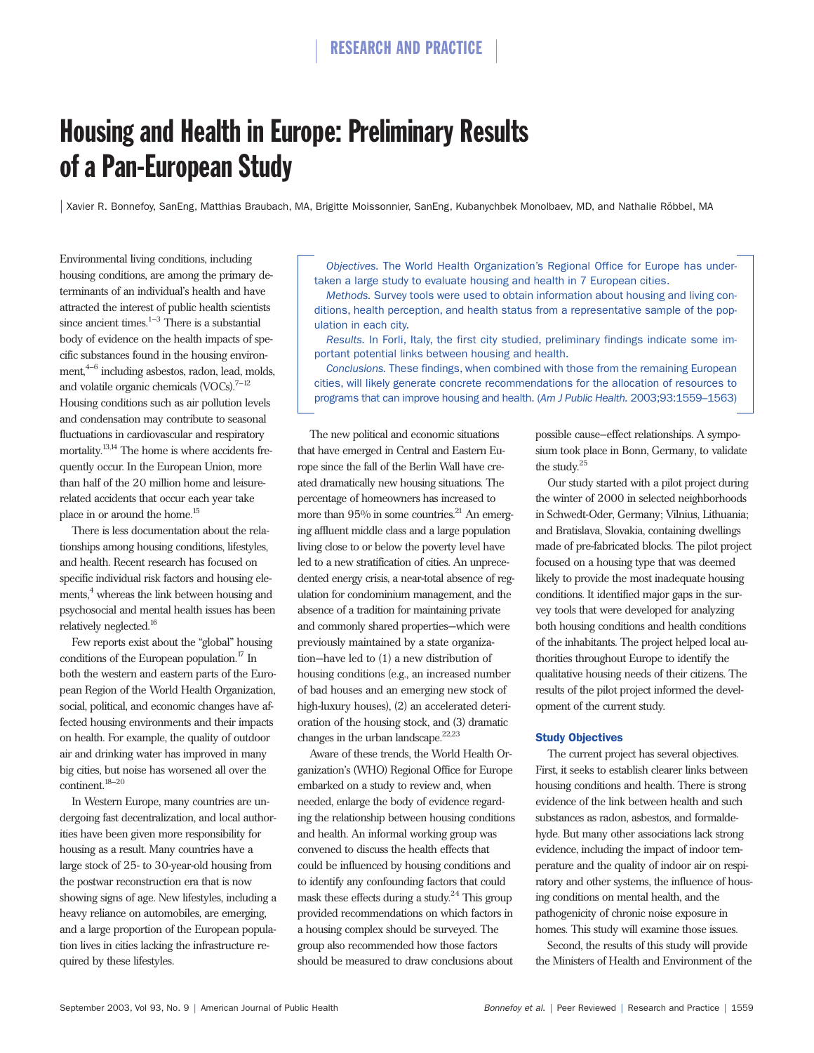# Housing and Health in Europe: Preliminary Results of a Pan-European Study

Xavier R. Bonnefoy, SanEng, Matthias Braubach, MA, Brigitte Moissonnier, SanEng, Kubanychbek Monolbaev, MD, and Nathalie Röbbel, MA

*Objectives.* The World Health Organization's Regional Office for Europe has undertaken a large study to evaluate housing and health in 7 European cities.

*Methods.* Survey tools were used to obtain information about housing and living conditions, health perception, and health status from a representative sample of the population in each city.

*Results.* In Forli, Italy, the first city studied, preliminary findings indicate some important potential links between housing and health.

*Conclusions.* These findings, when combined with those from the remaining European cities, will likely generate concrete recommendations for the allocation of resources to programs that can improve housing and health. (*Am J Public Health.* 2003;93:1559–1563)

Environmental living conditions, including housing conditions, are among the primary determinants of an individual's health and have attracted the interest of public health scientists since ancient times.[1–3] There is a substantial body of evidence on the health impacts of specific substances found in the housing environment,[4–6] including asbestos, radon, lead, molds, and volatile organic chemicals (VOCs).[7–12] Housing conditions such as air pollution levels and condensation may contribute to seasonal fluctuations in cardiovascular and respiratory mortality.[13,14] The home is where accidents frequently occur. In the European Union, more than half of the 20 million home and leisure-related accidents that occur each year take place in or around the home.[15]

There is less documentation about the relationships among housing conditions, lifestyles, and health. Recent research has focused on specific individual risk factors and housing elements,[4] whereas the link between housing and psychosocial and mental health issues has been relatively neglected.[16]

Few reports exist about the "global" housing conditions of the European population.[17] In both the western and eastern parts of the European Region of the World Health Organization, social, political, and economic changes have affected housing environments and their impacts on health. For example, the quality of outdoor air and drinking water has improved in many big cities, but noise has worsened all over the continent.[18–20]

In Western Europe, many countries are undergoing fast decentralization, and local authorities have been given more responsibility for housing as a result. Many countries have a large stock of 25- to 30-year-old housing from the postwar reconstruction era that is now showing signs of age. New lifestyles, including a heavy reliance on automobiles, are emerging, and a large proportion of the European population lives in cities lacking the infrastructure required by these lifestyles.

The new political and economic situations that have emerged in Central and Eastern Europe since the fall of the Berlin Wall have created dramatically new housing situations. The percentage of homeowners has increased to more than 95% in some countries.[21] An emerging affluent middle class and a large population living close to or below the poverty level have led to a new stratification of cities. An unprecedented energy crisis, a near-total absence of regulation for condominium management, and the absence of a tradition for maintaining private and commonly shared properties—which were previously maintained by a state organization—have led to (1) a new distribution of housing conditions (e.g., an increased number of bad houses and an emerging new stock of high-luxury houses), (2) an accelerated deterioration of the housing stock, and (3) dramatic changes in the urban landscape.[22,23]

Aware of these trends, the World Health Organization's (WHO) Regional Office for Europe embarked on a study to review and, when needed, enlarge the body of evidence regarding the relationship between housing conditions and health. An informal working group was convened to discuss the health effects that could be influenced by housing conditions and to identify any confounding factors that could mask these effects during a study.[24] This group provided recommendations on which factors in a housing complex should be surveyed. The group also recommended how those factors should be measured to draw conclusions about possible cause–effect relationships. A symposium took place in Bonn, Germany, to validate the study.[25]

Our study started with a pilot project during the winter of 2000 in selected neighborhoods in Schwedt-Oder, Germany; Vilnius, Lithuania; and Bratislava, Slovakia, containing dwellings made of pre-fabricated blocks. The pilot project focused on a housing type that was deemed likely to provide the most inadequate housing conditions. It identified major gaps in the survey tools that were developed for analyzing both housing conditions and health conditions of the inhabitants. The project helped local authorities throughout Europe to identify the qualitative housing needs of their citizens. The results of the pilot project informed the development of the current study.

### Study Objectives

The current project has several objectives. First, it seeks to establish clearer links between housing conditions and health. There is strong evidence of the link between health and such substances as radon, asbestos, and formaldehyde. But many other associations lack strong evidence, including the impact of indoor temperature and the quality of indoor air on respiratory and other systems, the influence of housing conditions on mental health, and the pathogenicity of chronic noise exposure in homes. This study will examine those issues.

Second, the results of this study will provide the Ministers of Health and Environment of the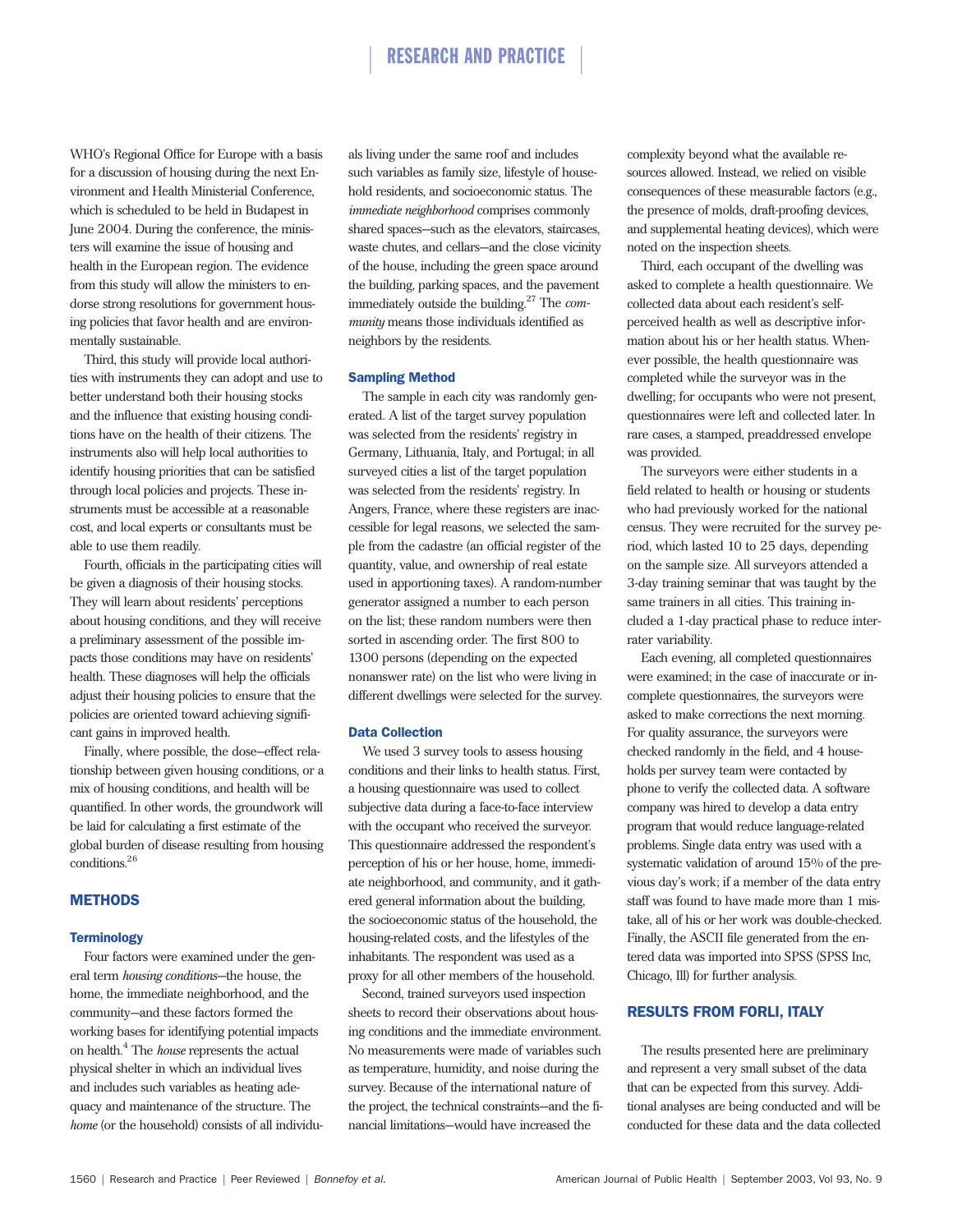WHO's Regional Office for Europe with a basis for a discussion of housing during the next Environment and Health Ministerial Conference, which is scheduled to be held in Budapest in June 2004. During the conference, the ministers will examine the issue of housing and health in the European region. The evidence from this study will allow the ministers to endorse strong resolutions for government housing policies that favor health and are environmentally sustainable.

Third, this study will provide local authorities with instruments they can adopt and use to better understand both their housing stocks and the influence that existing housing conditions have on the health of their citizens. The instruments also will help local authorities to identify housing priorities that can be satisfied through local policies and projects. These instruments must be accessible at a reasonable cost, and local experts or consultants must be able to use them readily.

Fourth, officials in the participating cities will be given a diagnosis of their housing stocks. They will learn about residents' perceptions about housing conditions, and they will receive a preliminary assessment of the possible impacts those conditions may have on residents' health. These diagnoses will help the officials adjust their housing policies to ensure that the policies are oriented toward achieving significant gains in improved health.

Finally, where possible, the dose–effect relationship between given housing conditions, or a mix of housing conditions, and health will be quantified. In other words, the groundwork will be laid for calculating a first estimate of the global burden of disease resulting from housing conditions.[26]

## METHODS

### Terminology

Four factors were examined under the general term *housing conditions*—the house, the home, the immediate neighborhood, and the community—and these factors formed the working bases for identifying potential impacts on health.[4] The *house* represents the actual physical shelter in which an individual lives and includes such variables as heating adequacy and maintenance of the structure. The *home* (or the household) consists of all individuals living under the same roof and includes such variables as family size, lifestyle of household residents, and socioeconomic status. The *immediate neighborhood* comprises commonly shared spaces—such as the elevators, staircases, waste chutes, and cellars—and the close vicinity of the house, including the green space around the building, parking spaces, and the pavement immediately outside the building.[27] The *community* means those individuals identified as neighbors by the residents.

### Sampling Method

The sample in each city was randomly generated. A list of the target survey population was selected from the residents' registry in Germany, Lithuania, Italy, and Portugal; in all surveyed cities a list of the target population was selected from the residents' registry. In Angers, France, where these registers are inaccessible for legal reasons, we selected the sample from the cadastre (an official register of the quantity, value, and ownership of real estate used in apportioning taxes). A random-number generator assigned a number to each person on the list; these random numbers were then sorted in ascending order. The first 800 to 1300 persons (depending on the expected nonanswer rate) on the list who were living in different dwellings were selected for the survey.

### Data Collection

We used 3 survey tools to assess housing conditions and their links to health status. First, a housing questionnaire was used to collect subjective data during a face-to-face interview with the occupant who received the surveyor. This questionnaire addressed the respondent's perception of his or her house, home, immediate neighborhood, and community, and it gathered general information about the building, the socioeconomic status of the household, the housing-related costs, and the lifestyles of the inhabitants. The respondent was used as a proxy for all other members of the household.

Second, trained surveyors used inspection sheets to record their observations about housing conditions and the immediate environment. No measurements were made of variables such as temperature, humidity, and noise during the survey. Because of the international nature of the project, the technical constraints—and the financial limitations—would have increased the complexity beyond what the available resources allowed. Instead, we relied on visible consequences of these measurable factors (e.g., the presence of molds, draft-proofing devices, and supplemental heating devices), which were noted on the inspection sheets.

Third, each occupant of the dwelling was asked to complete a health questionnaire. We collected data about each resident's self-perceived health as well as descriptive information about his or her health status. Whenever possible, the health questionnaire was completed while the surveyor was in the dwelling; for occupants who were not present, questionnaires were left and collected later. In rare cases, a stamped, preaddressed envelope was provided.

The surveyors were either students in a field related to health or housing or students who had previously worked for the national census. They were recruited for the survey period, which lasted 10 to 25 days, depending on the sample size. All surveyors attended a 3-day training seminar that was taught by the same trainers in all cities. This training included a 1-day practical phase to reduce interrater variability.

Each evening, all completed questionnaires were examined; in the case of inaccurate or incomplete questionnaires, the surveyors were asked to make corrections the next morning. For quality assurance, the surveyors were checked randomly in the field, and 4 households per survey team were contacted by phone to verify the collected data. A software company was hired to develop a data entry program that would reduce language-related problems. Single data entry was used with a systematic validation of around 15% of the previous day's work; if a member of the data entry staff was found to have made more than 1 mistake, all of his or her work was double-checked. Finally, the ASCII file generated from the entered data was imported into SPSS (SPSS Inc, Chicago, Ill) for further analysis.

## RESULTS FROM FORLI, ITALY

The results presented here are preliminary and represent a very small subset of the data that can be expected from this survey. Additional analyses are being conducted and will be conducted for these data and the data collected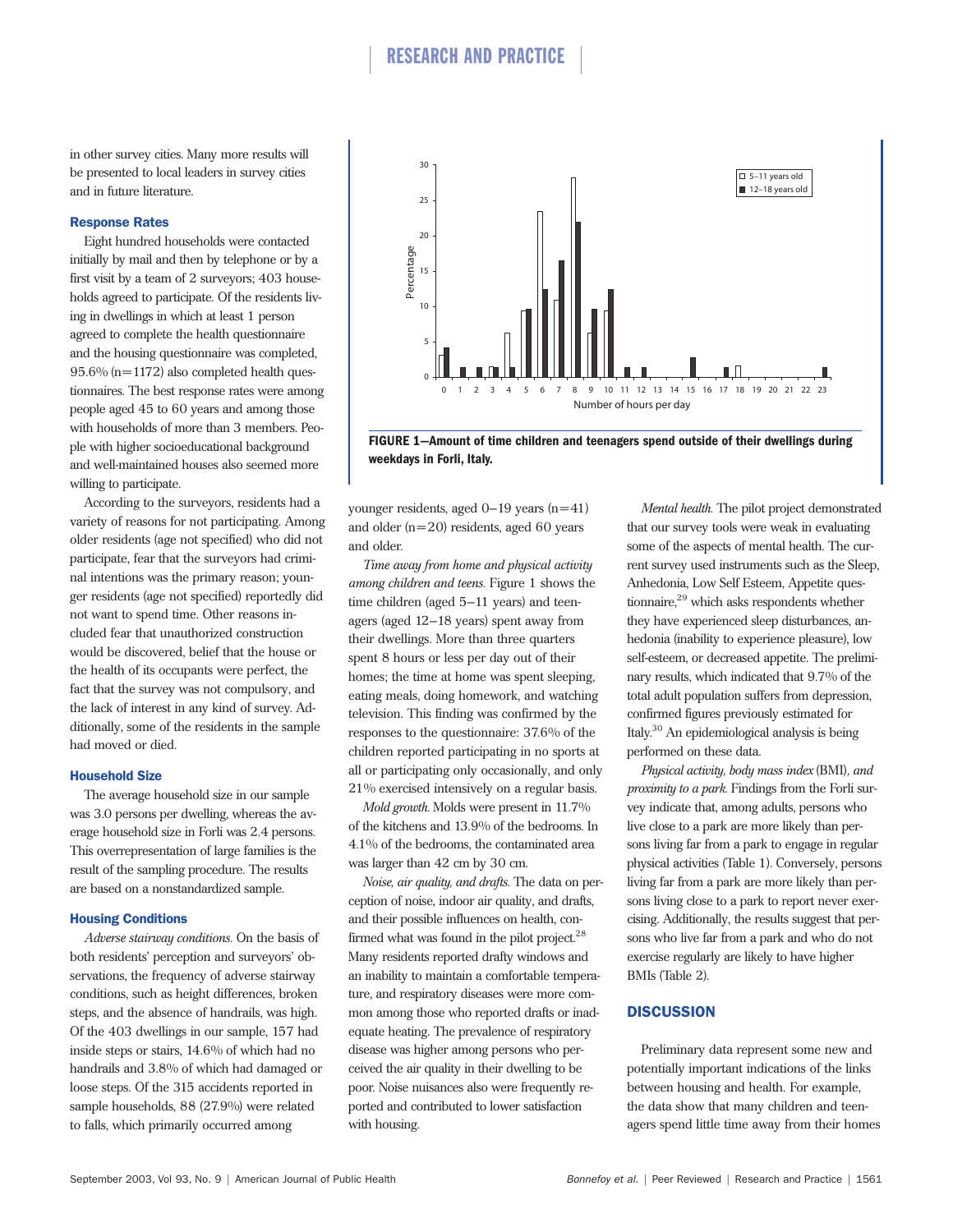in other survey cities. Many more results will be presented to local leaders in survey cities and in future literature.

### Response Rates

Eight hundred households were contacted initially by mail and then by telephone or by a first visit by a team of 2 surveyors; 403 households agreed to participate. Of the residents living in dwellings in which at least 1 person agreed to complete the health questionnaire and the housing questionnaire was completed, 95.6% (n=1172) also completed health questionnaires. The best response rates were among people aged 45 to 60 years and among those with households of more than 3 members. People with higher socioeducational background and well-maintained houses also seemed more willing to participate.

According to the surveyors, residents had a variety of reasons for not participating. Among older residents (age not specified) who did not participate, fear that the surveyors had criminal intentions was the primary reason; younger residents (age not specified) reportedly did not want to spend time. Other reasons included fear that unauthorized construction would be discovered, belief that the house or the health of its occupants were perfect, the fact that the survey was not compulsory, and the lack of interest in any kind of survey. Additionally, some of the residents in the sample had moved or died.

### Household Size

The average household size in our sample was 3.0 persons per dwelling, whereas the average household size in Forli was 2.4 persons. This overrepresentation of large families is the result of the sampling procedure. The results are based on a nonstandardized sample.

### Housing Conditions

*Adverse stairway conditions.* On the basis of both residents' perception and surveyors' observations, the frequency of adverse stairway conditions, such as height differences, broken steps, and the absence of handrails, was high. Of the 403 dwellings in our sample, 157 had inside steps or stairs, 14.6% of which had no handrails and 3.8% of which had damaged or loose steps. Of the 315 accidents reported in sample households, 88 (27.9%) were related to falls, which primarily occurred among younger residents, aged 0–19 years (n=41) and older (n=20) residents, aged 60 years and older.

**FIGURE 1—Amount of time children and teenagers spend outside of their dwellings during weekdays in Forli, Italy.**

*Time away from home and physical activity among children and teens.* Figure 1 shows the time children (aged 5–11 years) and teenagers (aged 12–18 years) spent away from their dwellings. More than three quarters spent 8 hours or less per day out of their homes; the time at home was spent sleeping, eating meals, doing homework, and watching television. This finding was confirmed by the responses to the questionnaire: 37.6% of the children reported participating in no sports at all or participating only occasionally, and only 21% exercised intensively on a regular basis.

*Mold growth.* Molds were present in 11.7% of the kitchens and 13.9% of the bedrooms. In 4.1% of the bedrooms, the contaminated area was larger than 42 cm by 30 cm.

*Noise, air quality, and drafts.* The data on perception of noise, indoor air quality, and drafts, and their possible influences on health, confirmed what was found in the pilot project.[28] Many residents reported drafty windows and an inability to maintain a comfortable temperature, and respiratory diseases were more common among those who reported drafts or inadequate heating. The prevalence of respiratory disease was higher among persons who perceived the air quality in their dwelling to be poor. Noise nuisances also were frequently reported and contributed to lower satisfaction with housing.

*Mental health.* The pilot project demonstrated that our survey tools were weak in evaluating some of the aspects of mental health. The current survey used instruments such as the Sleep, Anhedonia, Low Self Esteem, Appetite questionnaire,[29] which asks respondents whether they have experienced sleep disturbances, anhedonia (inability to experience pleasure), low self-esteem, or decreased appetite. The preliminary results, which indicated that 9.7% of the total adult population suffers from depression, confirmed figures previously estimated for Italy.[30] An epidemiological analysis is being performed on these data.

*Physical activity, body mass index* (BMI)*, and proximity to a park.* Findings from the Forli survey indicate that, among adults, persons who live close to a park are more likely than persons living far from a park to engage in regular physical activities (Table 1). Conversely, persons living far from a park are more likely than persons living close to a park to report never exercising. Additionally, the results suggest that persons who live far from a park and who do not exercise regularly are likely to have higher BMIs (Table 2).

## DISCUSSION

Preliminary data represent some new and potentially important indications of the links between housing and health. For example, the data show that many children and teenagers spend little time away from their homes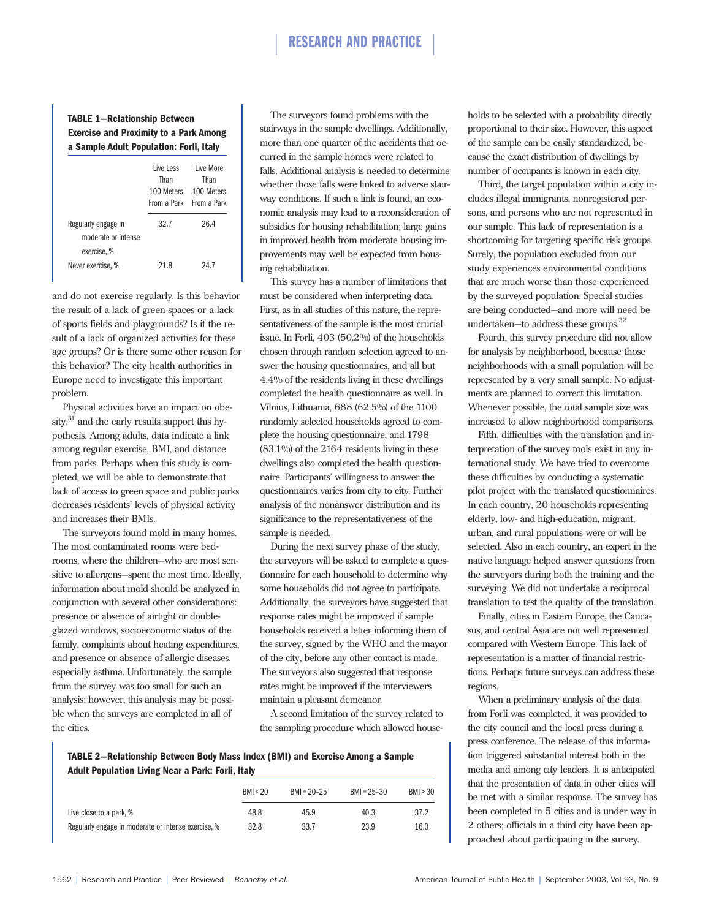**TABLE 1—Relationship Between Exercise and Proximity to a Park Among a Sample Adult Population: Forli, Italy**

| | Live Less Than 100 Meters From a Park | Live More Than 100 Meters From a Park |
|---|---|---|
| Regularly engage in moderate or intense exercise, % | 32.7 | 26.4 |
| Never exercise, % | 21.8 | 24.7 |

and do not exercise regularly. Is this behavior the result of a lack of green spaces or a lack of sports fields and playgrounds? Is it the result of a lack of organized activities for these age groups? Or is there some other reason for this behavior? The city health authorities in Europe need to investigate this important problem.

Physical activities have an impact on obesity,[31] and the early results support this hypothesis. Among adults, data indicate a link among regular exercise, BMI, and distance from parks. Perhaps when this study is completed, we will be able to demonstrate that lack of access to green space and public parks decreases residents' levels of physical activity and increases their BMIs.

The surveyors found mold in many homes. The most contaminated rooms were bedrooms, where the children—who are most sensitive to allergens—spent the most time. Ideally, information about mold should be analyzed in conjunction with several other considerations: presence or absence of airtight or double-glazed windows, socioeconomic status of the family, complaints about heating expenditures, and presence or absence of allergic diseases, especially asthma. Unfortunately, the sample from the survey was too small for such an analysis; however, this analysis may be possible when the surveys are completed in all of the cities.

The surveyors found problems with the stairways in the sample dwellings. Additionally, more than one quarter of the accidents that occurred in the sample homes were related to falls. Additional analysis is needed to determine whether those falls were linked to adverse stairway conditions. If such a link is found, an economic analysis may lead to a reconsideration of subsidies for housing rehabilitation; large gains in improved health from moderate housing improvements may well be expected from housing rehabilitation.

This survey has a number of limitations that must be considered when interpreting data. First, as in all studies of this nature, the representativeness of the sample is the most crucial issue. In Forli, 403 (50.2%) of the households chosen through random selection agreed to answer the housing questionnaires, and all but 4.4% of the residents living in these dwellings completed the health questionnaire as well. In Vilnius, Lithuania, 688 (62.5%) of the 1100 randomly selected households agreed to complete the housing questionnaire, and 1798 (83.1%) of the 2164 residents living in these dwellings also completed the health questionnaire. Participants' willingness to answer the questionnaires varies from city to city. Further analysis of the nonanswer distribution and its significance to the representativeness of the sample is needed.

During the next survey phase of the study, the surveyors will be asked to complete a questionnaire for each household to determine why some households did not agree to participate. Additionally, the surveyors have suggested that response rates might be improved if sample households received a letter informing them of the survey, signed by the WHO and the mayor of the city, before any other contact is made. The surveyors also suggested that response rates might be improved if the interviewers maintain a pleasant demeanor.

A second limitation of the survey related to the sampling procedure which allowed households to be selected with a probability directly proportional to their size. However, this aspect of the sample can be easily standardized, because the exact distribution of dwellings by number of occupants is known in each city.

Third, the target population within a city includes illegal immigrants, nonregistered persons, and persons who are not represented in our sample. This lack of representation is a shortcoming for targeting specific risk groups. Surely, the population excluded from our study experiences environmental conditions that are much worse than those experienced by the surveyed population. Special studies are being conducted—and more will need be undertaken—to address these groups.[32]

Fourth, this survey procedure did not allow for analysis by neighborhood, because those neighborhoods with a small population will be represented by a very small sample. No adjustments are planned to correct this limitation. Whenever possible, the total sample size was increased to allow neighborhood comparisons.

Fifth, difficulties with the translation and interpretation of the survey tools exist in any international study. We have tried to overcome these difficulties by conducting a systematic pilot project with the translated questionnaires. In each country, 20 households representing elderly, low- and high-education, migrant, urban, and rural populations were or will be selected. Also in each country, an expert in the native language helped answer questions from the surveyors during both the training and the surveying. We did not undertake a reciprocal translation to test the quality of the translation.

Finally, cities in Eastern Europe, the Caucasus, and central Asia are not well represented compared with Western Europe. This lack of representation is a matter of financial restrictions. Perhaps future surveys can address these regions.

When a preliminary analysis of the data from Forli was completed, it was provided to the city council and the local press during a press conference. The release of this information triggered substantial interest both in the media and among city leaders. It is anticipated that the presentation of data in other cities will be met with a similar response. The survey has been completed in 5 cities and is under way in 2 others; officials in a third city have been approached about participating in the survey.

**TABLE 2—Relationship Between Body Mass Index (BMI) and Exercise Among a Sample Adult Population Living Near a Park: Forli, Italy**

| | BMI < 20 | BMI = 20–25 | BMI = 25–30 | BMI > 30 |
|---|---|---|---|---|
| Live close to a park, % | 48.8 | 45.9 | 40.3 | 37.2 |
| Regularly engage in moderate or intense exercise, % | 32.8 | 33.7 | 23.9 | 16.0 |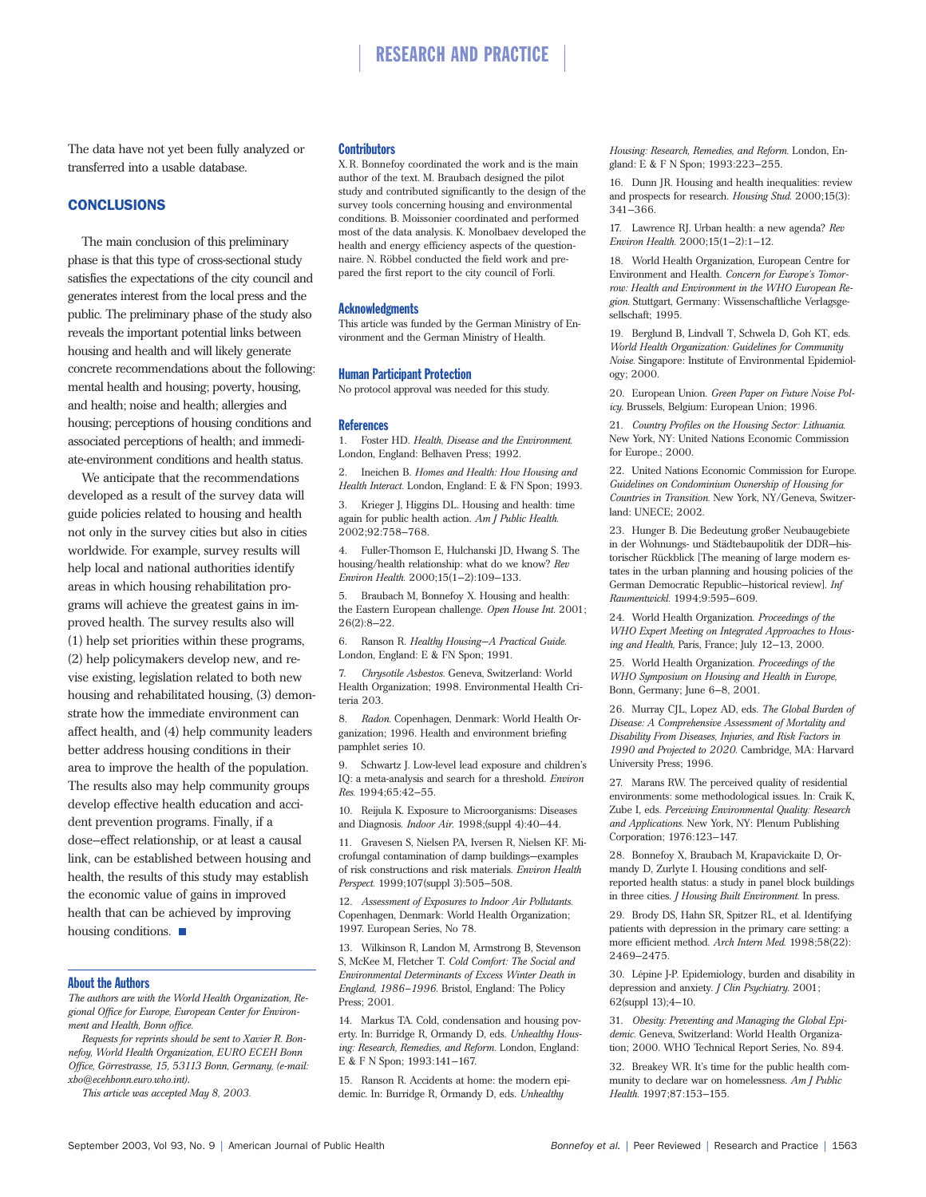The data have not yet been fully analyzed or transferred into a usable database.

## CONCLUSIONS

The main conclusion of this preliminary phase is that this type of cross-sectional study satisfies the expectations of the city council and generates interest from the local press and the public. The preliminary phase of the study also reveals the important potential links between housing and health and will likely generate concrete recommendations about the following: mental health and housing; poverty, housing, and health; noise and health; allergies and housing; perceptions of housing conditions and associated perceptions of health; and immediate-environment conditions and health status.

We anticipate that the recommendations developed as a result of the survey data will guide policies related to housing and health not only in the survey cities but also in cities worldwide. For example, survey results will help local and national authorities identify areas in which housing rehabilitation programs will achieve the greatest gains in improved health. The survey results also will (1) help set priorities within these programs, (2) help policymakers develop new, and revise existing, legislation related to both new housing and rehabilitated housing, (3) demonstrate how the immediate environment can affect health, and (4) help community leaders better address housing conditions in their area to improve the health of the population. The results also may help community groups develop effective health education and accident prevention programs. Finally, if a dose–effect relationship, or at least a causal link, can be established between housing and health, the results of this study may establish the economic value of gains in improved health that can be achieved by improving housing conditions. ■

### About the Authors

*The authors are with the World Health Organization, Regional Office for Europe, European Center for Environment and Health, Bonn office.*

*Requests for reprints should be sent to Xavier R. Bonnefoy, World Health Organization, EURO ECEH Bonn Office, Görrestrasse, 15, 53113 Bonn, Germany, (e-mail: xbo@ecehbonn.euro.who.int).*

*This article was accepted May 8, 2003.*

### Contributors

X.R. Bonnefoy coordinated the work and is the main author of the text. M. Braubach designed the pilot study and contributed significantly to the design of the survey tools concerning housing and environmental conditions. B. Moissonier coordinated and performed most of the data analysis. K. Monolbaev developed the health and energy efficiency aspects of the questionnaire. N. Röbbel conducted the field work and prepared the first report to the city council of Forli.

### Acknowledgments

This article was funded by the German Ministry of Environment and the German Ministry of Health.

### Human Participant Protection

No protocol approval was needed for this study.

### References

1. Foster HD. *Health, Disease and the Environment.* London, England: Belhaven Press; 1992.
2. Ineichen B. *Homes and Health: How Housing and Health Interact.* London, England: E & FN Spon; 1993.
3. Krieger J, Higgins DL. Housing and health: time again for public health action. *Am J Public Health.* 2002;92:758–768.
4. Fuller-Thomson E, Hulchanski JD, Hwang S. The housing/health relationship: what do we know? *Rev Environ Health.* 2000;15(1–2):109–133.
5. Braubach M, Bonnefoy X. Housing and health: the Eastern European challenge. *Open House Int.* 2001; 26(2):8–22.
6. Ranson R. *Healthy Housing—A Practical Guide.* London, England: E & FN Spon; 1991.
7. *Chrysotile Asbestos.* Geneva, Switzerland: World Health Organization; 1998. Environmental Health Criteria 203.
8. *Radon.* Copenhagen, Denmark: World Health Organization; 1996. Health and environment briefing pamphlet series 10.
9. Schwartz J. Low-level lead exposure and children's IQ: a meta-analysis and search for a threshold. *Environ Res.* 1994;65:42–55.
10. Reijula K. Exposure to Microorganisms: Diseases and Diagnosis. *Indoor Air.* 1998;(suppl 4):40–44.
11. Gravesen S, Nielsen PA, Iversen R, Nielsen KF. Microfungal contamination of damp buildings—examples of risk constructions and risk materials. *Environ Health Perspect.* 1999;107(suppl 3):505–508.
12. *Assessment of Exposures to Indoor Air Pollutants.* Copenhagen, Denmark: World Health Organization; 1997. European Series, No 78.
13. Wilkinson R, Landon M, Armstrong B, Stevenson S, McKee M, Fletcher T. *Cold Comfort: The Social and Environmental Determinants of Excess Winter Death in England, 1986–1996.* Bristol, England: The Policy Press; 2001.
14. Markus TA. Cold, condensation and housing poverty. In: Burridge R, Ormandy D, eds. *Unhealthy Housing: Research, Remedies, and Reform.* London, England: E & F N Spon; 1993:141–167.
15. Ranson R. Accidents at home: the modern epidemic. In: Burridge R, Ormandy D, eds. *Unhealthy Housing: Research, Remedies, and Reform.* London, England: E & F N Spon; 1993:223–255.
16. Dunn JR. Housing and health inequalities: review and prospects for research. *Housing Stud.* 2000;15(3): 341–366.
17. Lawrence RJ. Urban health: a new agenda? *Rev Environ Health.* 2000;15(1–2):1–12.
18. World Health Organization, European Centre for Environment and Health. *Concern for Europe's Tomorrow: Health and Environment in the WHO European Region.* Stuttgart, Germany: Wissenschaftliche Verlagsgesellschaft; 1995.
19. Berglund B, Lindvall T, Schwela D, Goh KT, eds. *World Health Organization: Guidelines for Community Noise.* Singapore: Institute of Environmental Epidemiology; 2000.
20. European Union. *Green Paper on Future Noise Policy.* Brussels, Belgium: European Union; 1996.
21. *Country Profiles on the Housing Sector: Lithuania.* New York, NY: United Nations Economic Commission for Europe.; 2000.
22. United Nations Economic Commission for Europe. *Guidelines on Condominium Ownership of Housing for Countries in Transition.* New York, NY/Geneva, Switzerland: UNECE; 2002.
23. Hunger B. Die Bedeutung großer Neubaugebiete in der Wohnungs- und Städtebaupolitik der DDR—historischer Rückblick [The meaning of large modern estates in the urban planning and housing policies of the German Democratic Republic—historical review]. *Inf Raumentwickl.* 1994;9:595–609.
24. World Health Organization. *Proceedings of the WHO Expert Meeting on Integrated Approaches to Housing and Health,* Paris, France; July 12–13, 2000.
25. World Health Organization. *Proceedings of the WHO Symposium on Housing and Health in Europe,* Bonn, Germany; June 6–8, 2001.
26. Murray CJL, Lopez AD, eds. *The Global Burden of Disease: A Comprehensive Assessment of Mortality and Disability From Diseases, Injuries, and Risk Factors in 1990 and Projected to 2020.* Cambridge, MA: Harvard University Press; 1996.
27. Marans RW. The perceived quality of residential environments: some methodological issues. In: Craik K, Zube I, eds. *Perceiving Environmental Quality: Research and Applications.* New York, NY: Plenum Publishing Corporation; 1976:123–147.
28. Bonnefoy X, Braubach M, Krapavickaite D, Ormandy D, Zurlyte I. Housing conditions and self-reported health status: a study in panel block buildings in three cities. *J Housing Built Environment.* In press.
29. Brody DS, Hahn SR, Spitzer RL, et al. Identifying patients with depression in the primary care setting: a more efficient method. *Arch Intern Med.* 1998;58(22): 2469–2475.
30. Lépine J-P. Epidemiology, burden and disability in depression and anxiety. *J Clin Psychiatry.* 2001; 62(suppl 13);4–10.
31. *Obesity: Preventing and Managing the Global Epidemic.* Geneva, Switzerland: World Health Organization; 2000. WHO Technical Report Series, No. 894.
32. Breakey WR. It's time for the public health community to declare war on homelessness. *Am J Public Health.* 1997;87:153–155.